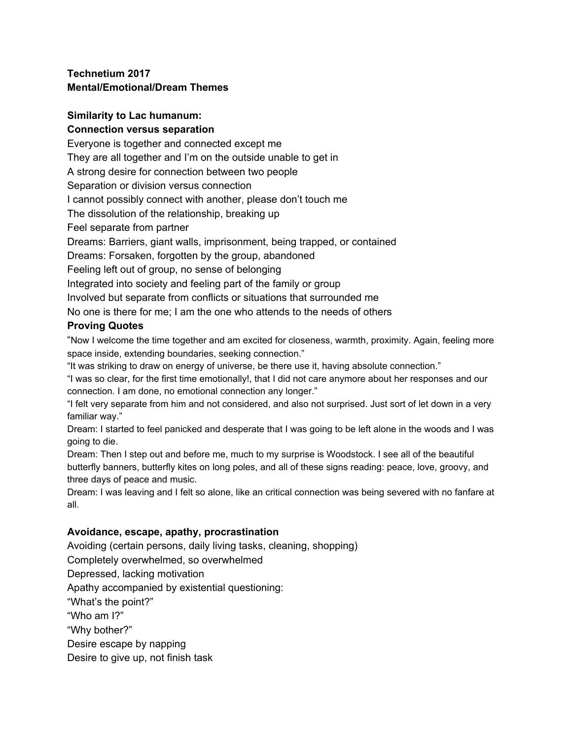**Technetium 2017**
**Mental/Emotional/Dream Themes**

**Similarity to Lac humanum:**
**Connection versus separation**

Everyone is together and connected except me
They are all together and I'm on the outside unable to get in
A strong desire for connection between two people
Separation or division versus connection
I cannot possibly connect with another, please don't touch me
The dissolution of the relationship, breaking up
Feel separate from partner
Dreams: Barriers, giant walls, imprisonment, being trapped, or contained
Dreams: Forsaken, forgotten by the group, abandoned
Feeling left out of group, no sense of belonging
Integrated into society and feeling part of the family or group
Involved but separate from conflicts or situations that surrounded me
No one is there for me; I am the one who attends to the needs of others

**Proving Quotes**

"Now I welcome the time together and am excited for closeness, warmth, proximity. Again, feeling more space inside, extending boundaries, seeking connection."
"It was striking to draw on energy of universe, be there use it, having absolute connection."
"I was so clear, for the first time emotionally!, that I did not care anymore about her responses and our connection. I am done, no emotional connection any longer."
"I felt very separate from him and not considered, and also not surprised. Just sort of let down in a very familiar way."
Dream: I started to feel panicked and desperate that I was going to be left alone in the woods and I was going to die.
Dream: Then I step out and before me, much to my surprise is Woodstock. I see all of the beautiful butterfly banners, butterfly kites on long poles, and all of these signs reading: peace, love, groovy, and three days of peace and music.
Dream: I was leaving and I felt so alone, like an critical connection was being severed with no fanfare at all.

**Avoidance, escape, apathy, procrastination**

Avoiding (certain persons, daily living tasks, cleaning, shopping)
Completely overwhelmed, so overwhelmed
Depressed, lacking motivation
Apathy accompanied by existential questioning:
"What's the point?"
"Who am I?"
"Why bother?"
Desire escape by napping
Desire to give up, not finish task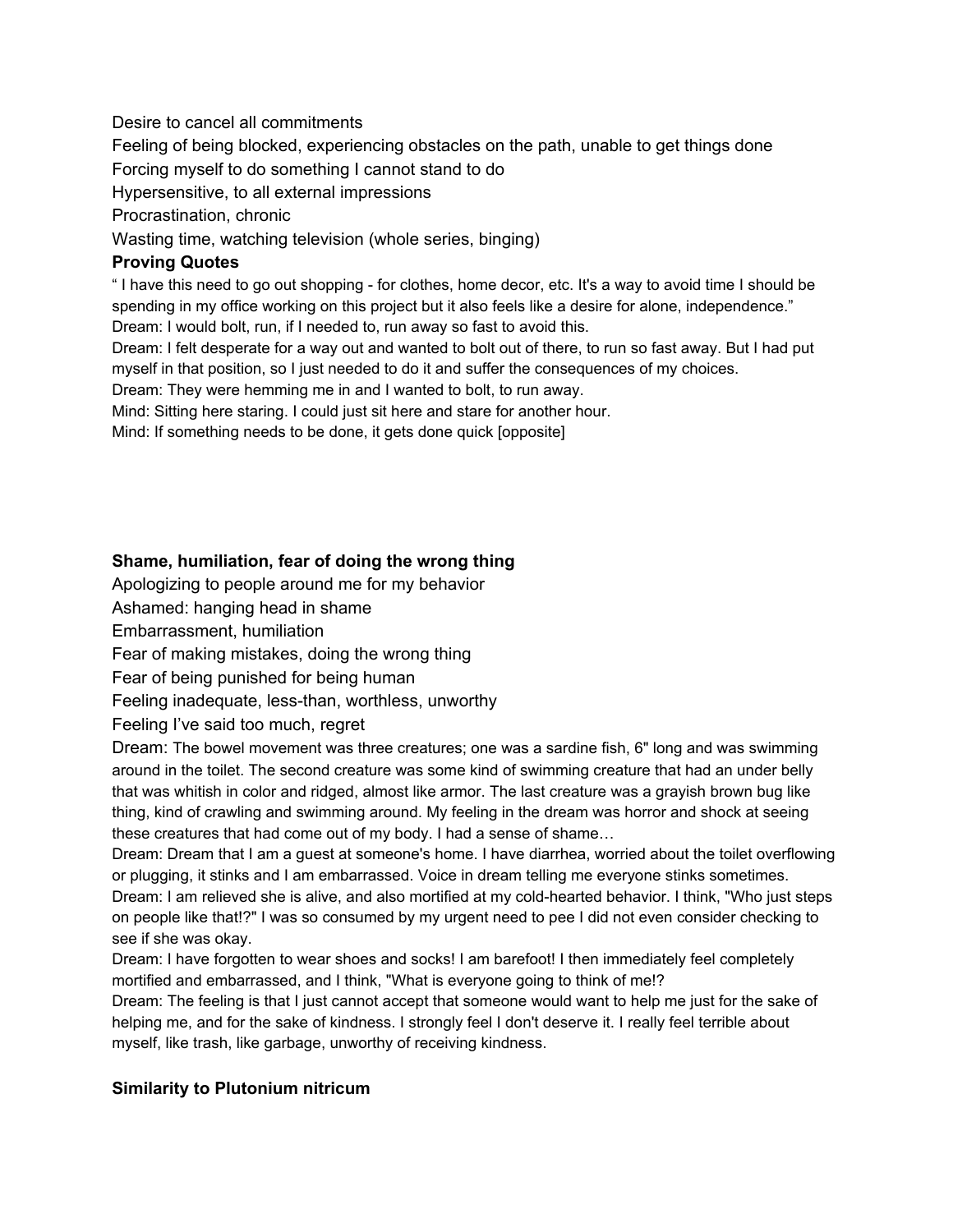Desire to cancel all commitments

Feeling of being blocked, experiencing obstacles on the path, unable to get things done

Forcing myself to do something I cannot stand to do

Hypersensitive, to all external impressions

Procrastination, chronic

Wasting time, watching television (whole series, binging)

**Proving Quotes**

" I have this need to go out shopping - for clothes, home decor, etc. It's a way to avoid time I should be spending in my office working on this project but it also feels like a desire for alone, independence."

Dream: I would bolt, run, if I needed to, run away so fast to avoid this.

Dream: I felt desperate for a way out and wanted to bolt out of there, to run so fast away. But I had put myself in that position, so I just needed to do it and suffer the consequences of my choices.

Dream: They were hemming me in and I wanted to bolt, to run away.

Mind: Sitting here staring. I could just sit here and stare for another hour.

Mind: If something needs to be done, it gets done quick [opposite]

**Shame, humiliation, fear of doing the wrong thing**

Apologizing to people around me for my behavior

Ashamed: hanging head in shame

Embarrassment, humiliation

Fear of making mistakes, doing the wrong thing

Fear of being punished for being human

Feeling inadequate, less-than, worthless, unworthy

Feeling I've said too much, regret

Dream: The bowel movement was three creatures; one was a sardine fish, 6" long and was swimming around in the toilet. The second creature was some kind of swimming creature that had an under belly that was whitish in color and ridged, almost like armor. The last creature was a grayish brown bug like thing, kind of crawling and swimming around. My feeling in the dream was horror and shock at seeing these creatures that had come out of my body. I had a sense of shame…

Dream: Dream that I am a guest at someone's home. I have diarrhea, worried about the toilet overflowing or plugging, it stinks and I am embarrassed. Voice in dream telling me everyone stinks sometimes.

Dream: I am relieved she is alive, and also mortified at my cold-hearted behavior. I think, "Who just steps on people like that!?" I was so consumed by my urgent need to pee I did not even consider checking to see if she was okay.

Dream: I have forgotten to wear shoes and socks! I am barefoot! I then immediately feel completely mortified and embarrassed, and I think, "What is everyone going to think of me!?

Dream: The feeling is that I just cannot accept that someone would want to help me just for the sake of helping me, and for the sake of kindness. I strongly feel I don't deserve it. I really feel terrible about myself, like trash, like garbage, unworthy of receiving kindness.

**Similarity to Plutonium nitricum**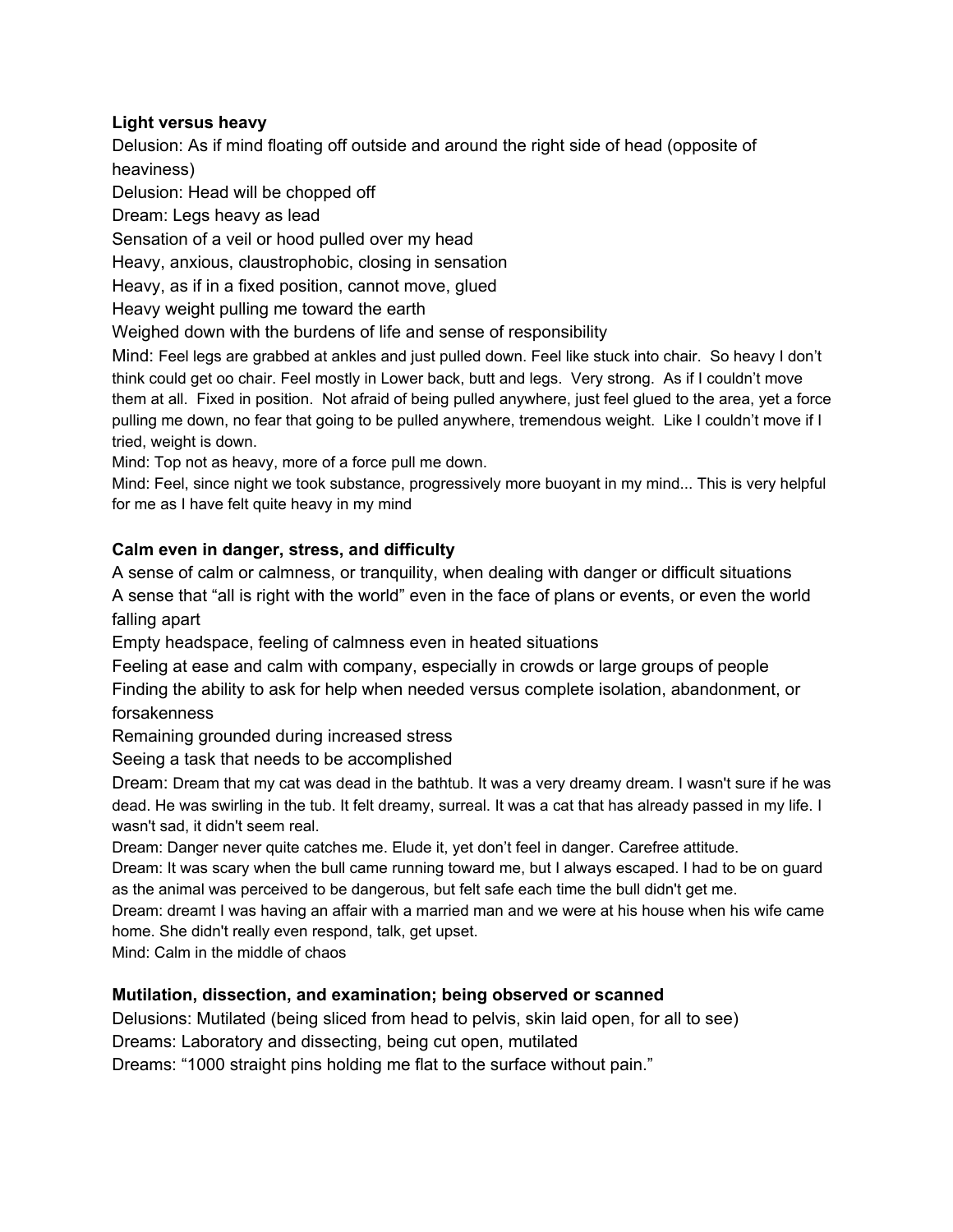**Light versus heavy**

Delusion: As if mind floating off outside and around the right side of head (opposite of heaviness)

Delusion: Head will be chopped off

Dream: Legs heavy as lead

Sensation of a veil or hood pulled over my head

Heavy, anxious, claustrophobic, closing in sensation

Heavy, as if in a fixed position, cannot move, glued

Heavy weight pulling me toward the earth

Weighed down with the burdens of life and sense of responsibility

Mind: Feel legs are grabbed at ankles and just pulled down. Feel like stuck into chair. So heavy I don't think could get oo chair. Feel mostly in Lower back, butt and legs. Very strong. As if I couldn't move them at all. Fixed in position. Not afraid of being pulled anywhere, just feel glued to the area, yet a force pulling me down, no fear that going to be pulled anywhere, tremendous weight. Like I couldn't move if I tried, weight is down.

Mind: Top not as heavy, more of a force pull me down.

Mind: Feel, since night we took substance, progressively more buoyant in my mind... This is very helpful for me as I have felt quite heavy in my mind

**Calm even in danger, stress, and difficulty**

A sense of calm or calmness, or tranquility, when dealing with danger or difficult situations

A sense that "all is right with the world" even in the face of plans or events, or even the world falling apart

Empty headspace, feeling of calmness even in heated situations

Feeling at ease and calm with company, especially in crowds or large groups of people

Finding the ability to ask for help when needed versus complete isolation, abandonment, or forsakenness

Remaining grounded during increased stress

Seeing a task that needs to be accomplished

Dream: Dream that my cat was dead in the bathtub. It was a very dreamy dream. I wasn't sure if he was dead. He was swirling in the tub. It felt dreamy, surreal. It was a cat that has already passed in my life. I wasn't sad, it didn't seem real.

Dream: Danger never quite catches me. Elude it, yet don't feel in danger. Carefree attitude.

Dream: It was scary when the bull came running toward me, but I always escaped. I had to be on guard as the animal was perceived to be dangerous, but felt safe each time the bull didn't get me.

Dream: dreamt I was having an affair with a married man and we were at his house when his wife came home. She didn't really even respond, talk, get upset.

Mind: Calm in the middle of chaos

**Mutilation, dissection, and examination; being observed or scanned**

Delusions: Mutilated (being sliced from head to pelvis, skin laid open, for all to see)

Dreams: Laboratory and dissecting, being cut open, mutilated

Dreams: "1000 straight pins holding me flat to the surface without pain."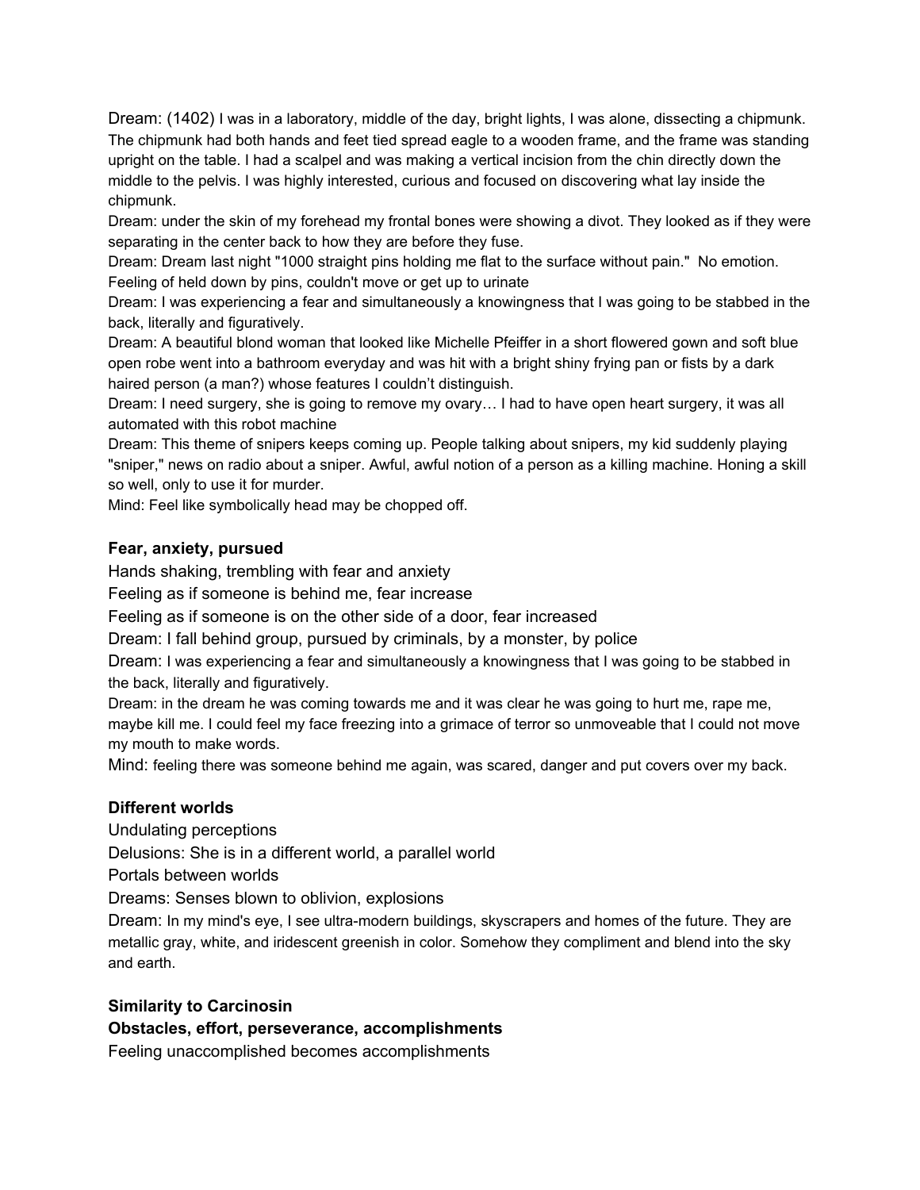Dream: (1402) I was in a laboratory, middle of the day, bright lights, I was alone, dissecting a chipmunk. The chipmunk had both hands and feet tied spread eagle to a wooden frame, and the frame was standing upright on the table. I had a scalpel and was making a vertical incision from the chin directly down the middle to the pelvis. I was highly interested, curious and focused on discovering what lay inside the chipmunk.

Dream: under the skin of my forehead my frontal bones were showing a divot. They looked as if they were separating in the center back to how they are before they fuse.

Dream: Dream last night "1000 straight pins holding me flat to the surface without pain." No emotion. Feeling of held down by pins, couldn't move or get up to urinate

Dream: I was experiencing a fear and simultaneously a knowingness that I was going to be stabbed in the back, literally and figuratively.

Dream: A beautiful blond woman that looked like Michelle Pfeiffer in a short flowered gown and soft blue open robe went into a bathroom everyday and was hit with a bright shiny frying pan or fists by a dark haired person (a man?) whose features I couldn't distinguish.

Dream: I need surgery, she is going to remove my ovary… I had to have open heart surgery, it was all automated with this robot machine

Dream: This theme of snipers keeps coming up. People talking about snipers, my kid suddenly playing "sniper," news on radio about a sniper. Awful, awful notion of a person as a killing machine. Honing a skill so well, only to use it for murder.

Mind: Feel like symbolically head may be chopped off.

**Fear, anxiety, pursued**

Hands shaking, trembling with fear and anxiety

Feeling as if someone is behind me, fear increase

Feeling as if someone is on the other side of a door, fear increased

Dream: I fall behind group, pursued by criminals, by a monster, by police

Dream: I was experiencing a fear and simultaneously a knowingness that I was going to be stabbed in the back, literally and figuratively.

Dream: in the dream he was coming towards me and it was clear he was going to hurt me, rape me, maybe kill me. I could feel my face freezing into a grimace of terror so unmoveable that I could not move my mouth to make words.

Mind: feeling there was someone behind me again, was scared, danger and put covers over my back.

**Different worlds**

Undulating perceptions

Delusions: She is in a different world, a parallel world

Portals between worlds

Dreams: Senses blown to oblivion, explosions

Dream: In my mind's eye, I see ultra-modern buildings, skyscrapers and homes of the future. They are metallic gray, white, and iridescent greenish in color. Somehow they compliment and blend into the sky and earth.

**Similarity to Carcinosin**

**Obstacles, effort, perseverance, accomplishments**

Feeling unaccomplished becomes accomplishments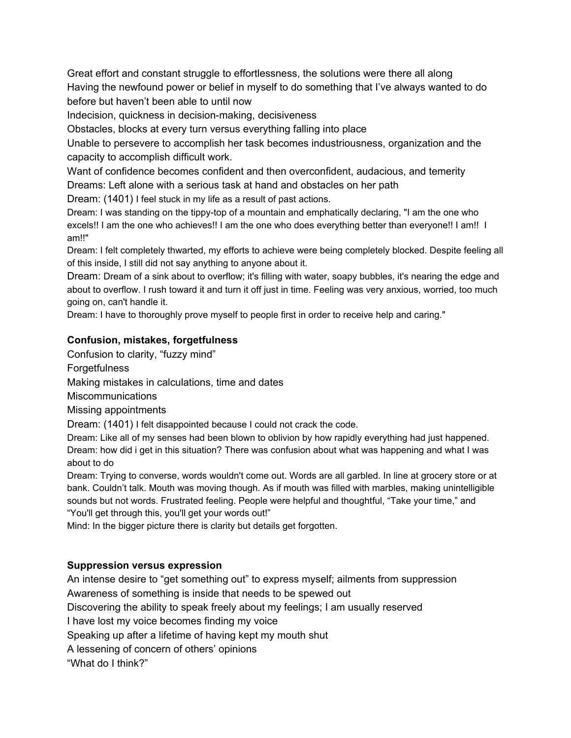Great effort and constant struggle to effortlessness, the solutions were there all along

Having the newfound power or belief in myself to do something that I've always wanted to do before but haven't been able to until now

Indecision, quickness in decision-making, decisiveness

Obstacles, blocks at every turn versus everything falling into place

Unable to persevere to accomplish her task becomes industriousness, organization and the capacity to accomplish difficult work.

Want of confidence becomes confident and then overconfident, audacious, and temerity

Dreams: Left alone with a serious task at hand and obstacles on her path

Dream: (1401) I feel stuck in my life as a result of past actions.

Dream: I was standing on the tippy-top of a mountain and emphatically declaring, "I am the one who excels!! I am the one who achieves!! I am the one who does everything better than everyone!! I am!! I am!!"

Dream: I felt completely thwarted, my efforts to achieve were being completely blocked. Despite feeling all of this inside, I still did not say anything to anyone about it.

Dream: Dream of a sink about to overflow; it's filling with water, soapy bubbles, it's nearing the edge and about to overflow. I rush toward it and turn it off just in time. Feeling was very anxious, worried, too much going on, can't handle it.

Dream: I have to thoroughly prove myself to people first in order to receive help and caring."

**Confusion, mistakes, forgetfulness**

Confusion to clarity, "fuzzy mind"

Forgetfulness

Making mistakes in calculations, time and dates

Miscommunications

Missing appointments

Dream: (1401) I felt disappointed because I could not crack the code.

Dream: Like all of my senses had been blown to oblivion by how rapidly everything had just happened.

Dream: how did i get in this situation? There was confusion about what was happening and what I was about to do

Dream: Trying to converse, words wouldn't come out. Words are all garbled. In line at grocery store or at bank. Couldn't talk. Mouth was moving though. As if mouth was filled with marbles, making unintelligible sounds but not words. Frustrated feeling. People were helpful and thoughtful, "Take your time," and "You'll get through this, you'll get your words out!"

Mind: In the bigger picture there is clarity but details get forgotten.

**Suppression versus expression**

An intense desire to "get something out" to express myself; ailments from suppression

Awareness of something is inside that needs to be spewed out

Discovering the ability to speak freely about my feelings; I am usually reserved

I have lost my voice becomes finding my voice

Speaking up after a lifetime of having kept my mouth shut

A lessening of concern of others' opinions

"What do I think?"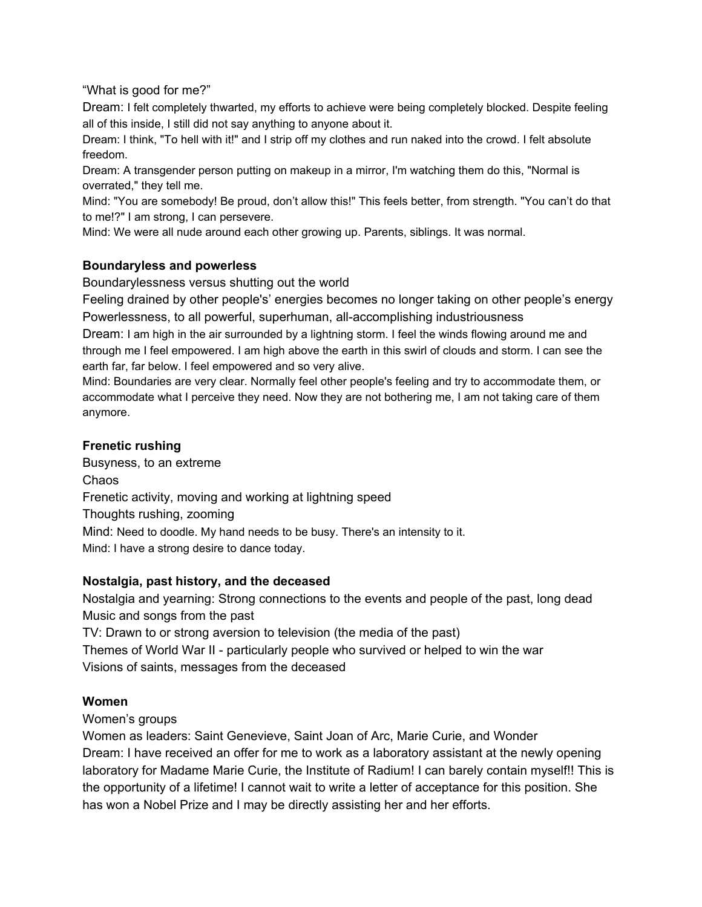"What is good for me?"

Dream: I felt completely thwarted, my efforts to achieve were being completely blocked. Despite feeling all of this inside, I still did not say anything to anyone about it.

Dream: I think, "To hell with it!" and I strip off my clothes and run naked into the crowd. I felt absolute freedom.

Dream: A transgender person putting on makeup in a mirror, I'm watching them do this, "Normal is overrated," they tell me.

Mind: "You are somebody! Be proud, don't allow this!" This feels better, from strength. "You can't do that to me!?" I am strong, I can persevere.

Mind: We were all nude around each other growing up. Parents, siblings. It was normal.

**Boundaryless and powerless**

Boundarylessness versus shutting out the world

Feeling drained by other people's' energies becomes no longer taking on other people's energy

Powerlessness, to all powerful, superhuman, all-accomplishing industriousness

Dream: I am high in the air surrounded by a lightning storm. I feel the winds flowing around me and through me I feel empowered. I am high above the earth in this swirl of clouds and storm. I can see the earth far, far below. I feel empowered and so very alive.

Mind: Boundaries are very clear. Normally feel other people's feeling and try to accommodate them, or accommodate what I perceive they need. Now they are not bothering me, I am not taking care of them anymore.

**Frenetic rushing**

Busyness, to an extreme

Chaos

Frenetic activity, moving and working at lightning speed

Thoughts rushing, zooming

Mind: Need to doodle. My hand needs to be busy. There's an intensity to it.

Mind: I have a strong desire to dance today.

**Nostalgia, past history, and the deceased**

Nostalgia and yearning: Strong connections to the events and people of the past, long dead

Music and songs from the past

TV: Drawn to or strong aversion to television (the media of the past)

Themes of World War II - particularly people who survived or helped to win the war

Visions of saints, messages from the deceased

**Women**

Women's groups

Women as leaders: Saint Genevieve, Saint Joan of Arc, Marie Curie, and Wonder

Dream: I have received an offer for me to work as a laboratory assistant at the newly opening laboratory for Madame Marie Curie, the Institute of Radium! I can barely contain myself!! This is the opportunity of a lifetime! I cannot wait to write a letter of acceptance for this position. She has won a Nobel Prize and I may be directly assisting her and her efforts.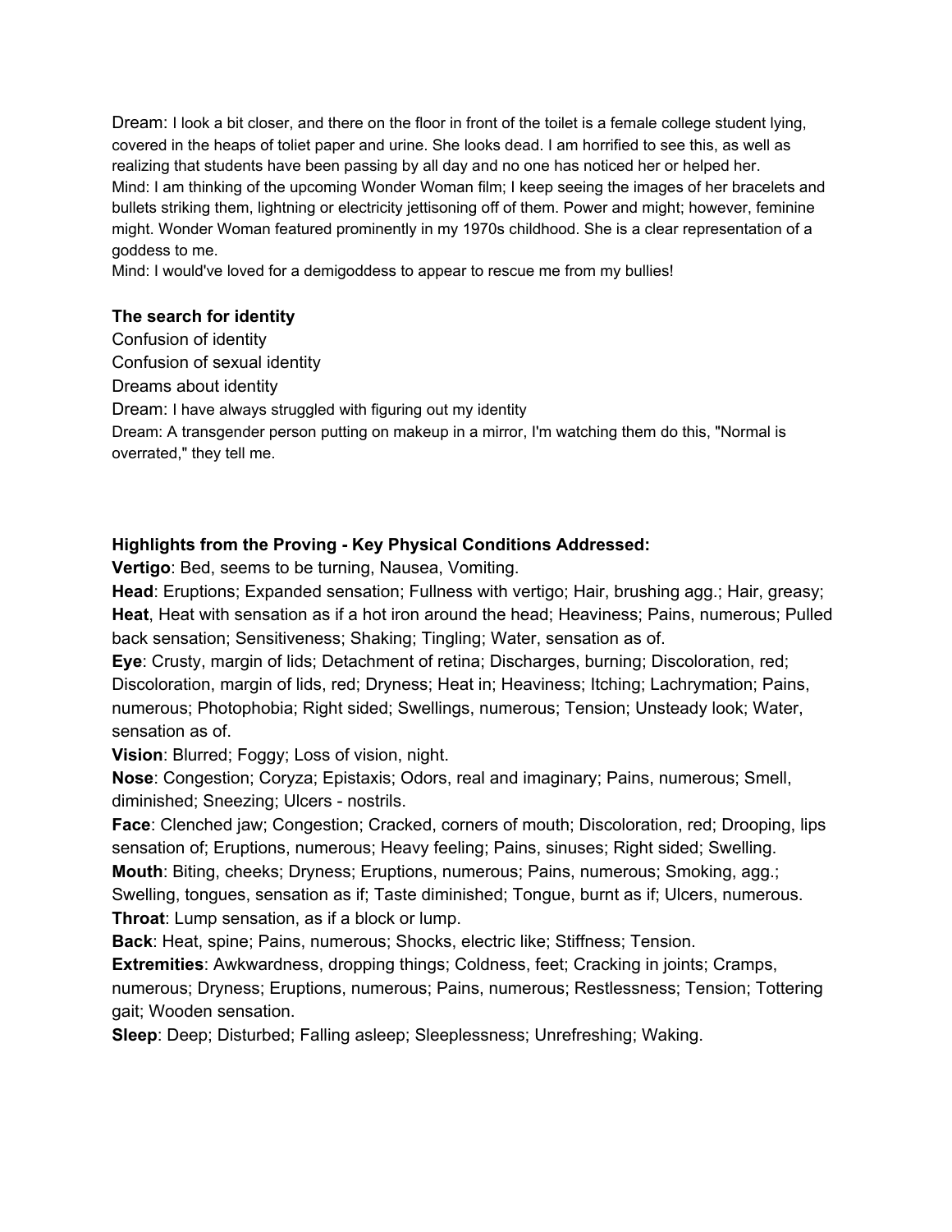Dream: I look a bit closer, and there on the floor in front of the toilet is a female college student lying, covered in the heaps of toliet paper and urine. She looks dead. I am horrified to see this, as well as realizing that students have been passing by all day and no one has noticed her or helped her.
Mind: I am thinking of the upcoming Wonder Woman film; I keep seeing the images of her bracelets and bullets striking them, lightning or electricity jettisoning off of them. Power and might; however, feminine might. Wonder Woman featured prominently in my 1970s childhood. She is a clear representation of a goddess to me.
Mind: I would've loved for a demigoddess to appear to rescue me from my bullies!

**The search for identity**

Confusion of identity
Confusion of sexual identity
Dreams about identity
Dream: I have always struggled with figuring out my identity
Dream: A transgender person putting on makeup in a mirror, I'm watching them do this, "Normal is overrated," they tell me.

**Highlights from the Proving - Key Physical Conditions Addressed:**

**Vertigo**: Bed, seems to be turning, Nausea, Vomiting.
**Head**: Eruptions; Expanded sensation; Fullness with vertigo; Hair, brushing agg.; Hair, greasy; **Heat**, Heat with sensation as if a hot iron around the head; Heaviness; Pains, numerous; Pulled back sensation; Sensitiveness; Shaking; Tingling; Water, sensation as of.
**Eye**: Crusty, margin of lids; Detachment of retina; Discharges, burning; Discoloration, red; Discoloration, margin of lids, red; Dryness; Heat in; Heaviness; Itching; Lachrymation; Pains, numerous; Photophobia; Right sided; Swellings, numerous; Tension; Unsteady look; Water, sensation as of.
**Vision**: Blurred; Foggy; Loss of vision, night.
**Nose**: Congestion; Coryza; Epistaxis; Odors, real and imaginary; Pains, numerous; Smell, diminished; Sneezing; Ulcers - nostrils.
**Face**: Clenched jaw; Congestion; Cracked, corners of mouth; Discoloration, red; Drooping, lips sensation of; Eruptions, numerous; Heavy feeling; Pains, sinuses; Right sided; Swelling.
**Mouth**: Biting, cheeks; Dryness; Eruptions, numerous; Pains, numerous; Smoking, agg.; Swelling, tongues, sensation as if; Taste diminished; Tongue, burnt as if; Ulcers, numerous.
**Throat**: Lump sensation, as if a block or lump.
**Back**: Heat, spine; Pains, numerous; Shocks, electric like; Stiffness; Tension.
**Extremities**: Awkwardness, dropping things; Coldness, feet; Cracking in joints; Cramps, numerous; Dryness; Eruptions, numerous; Pains, numerous; Restlessness; Tension; Tottering gait; Wooden sensation.
**Sleep**: Deep; Disturbed; Falling asleep; Sleeplessness; Unrefreshing; Waking.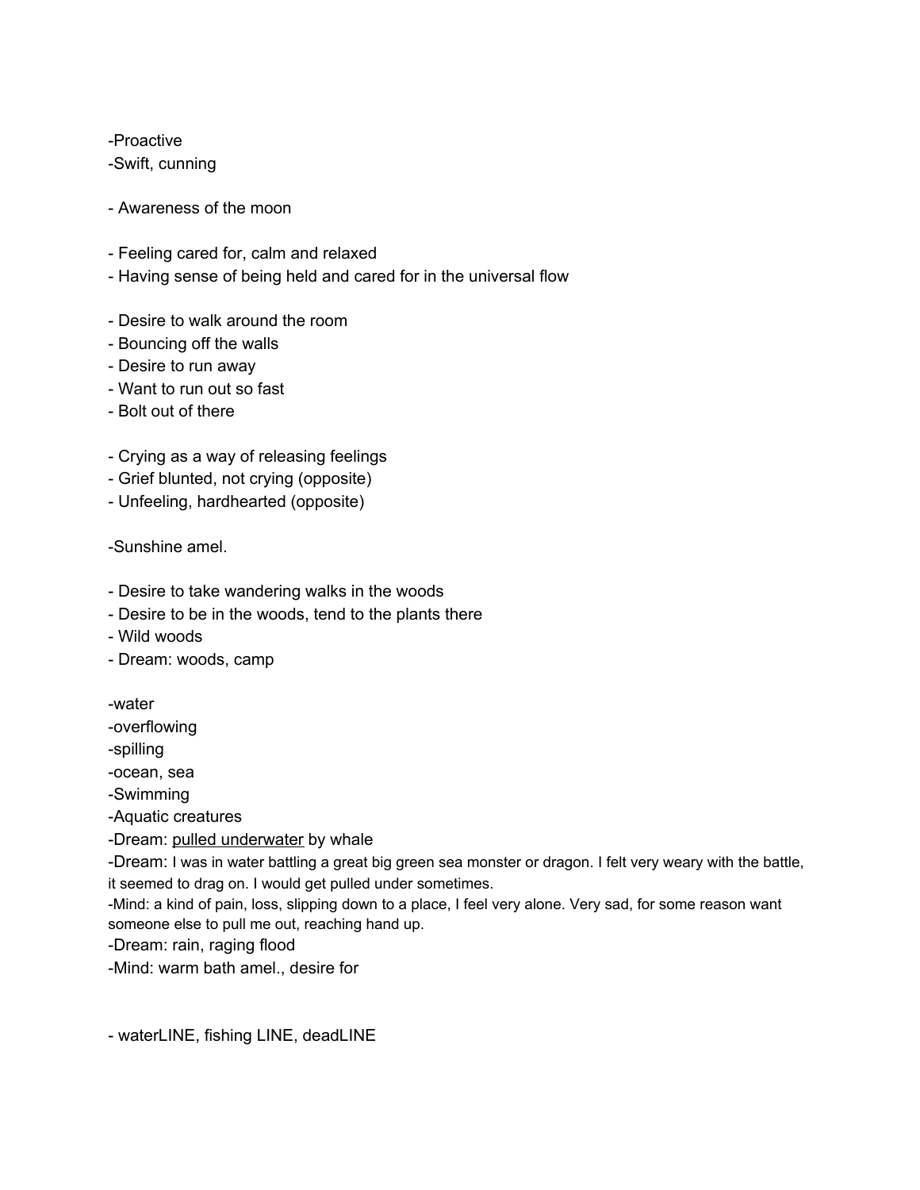-Proactive
-Swift, cunning

- Awareness of the moon

- Feeling cared for, calm and relaxed
- Having sense of being held and cared for in the universal flow

- Desire to walk around the room
- Bouncing off the walls
- Desire to run away
- Want to run out so fast
- Bolt out of there

- Crying as a way of releasing feelings
- Grief blunted, not crying (opposite)
- Unfeeling, hardhearted (opposite)

-Sunshine amel.

- Desire to take wandering walks in the woods
- Desire to be in the woods, tend to the plants there
- Wild woods
- Dream: woods, camp

-water
-overflowing
-spilling
-ocean, sea
-Swimming
-Aquatic creatures
-Dream: <u>pulled underwater</u> by whale
-Dream: I was in water battling a great big green sea monster or dragon. I felt very weary with the battle, it seemed to drag on. I would get pulled under sometimes.
-Mind: a kind of pain, loss, slipping down to a place, I feel very alone. Very sad, for some reason want someone else to pull me out, reaching hand up.
-Dream: rain, raging flood
-Mind: warm bath amel., desire for

- waterLINE, fishing LINE, deadLINE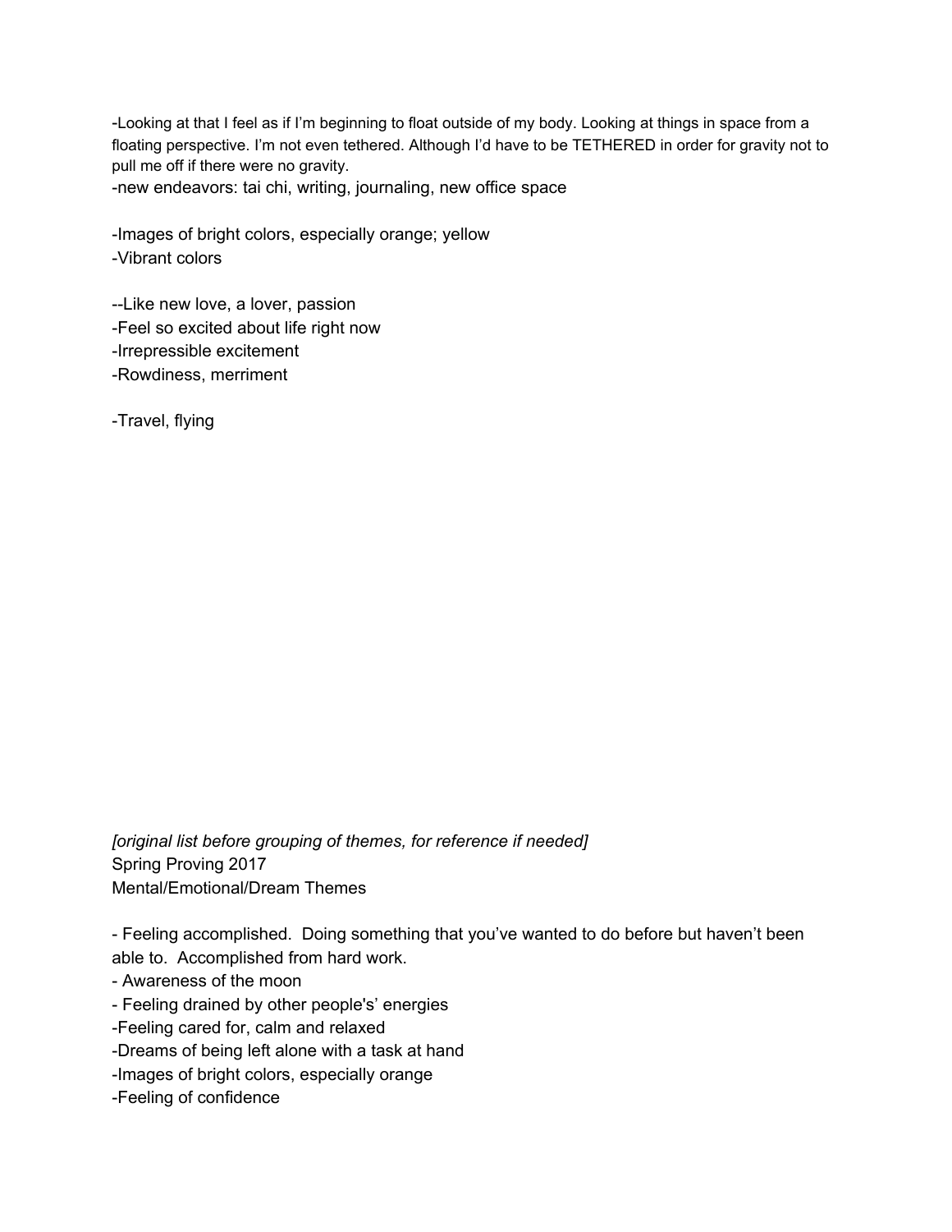-Looking at that I feel as if I'm beginning to float outside of my body. Looking at things in space from a floating perspective. I'm not even tethered. Although I'd have to be TETHERED in order for gravity not to pull me off if there were no gravity.
-new endeavors: tai chi, writing, journaling, new office space

-Images of bright colors, especially orange; yellow
-Vibrant colors

--Like new love, a lover, passion
-Feel so excited about life right now
-Irrepressible excitement
-Rowdiness, merriment

-Travel, flying

*[original list before grouping of themes, for reference if needed]*
Spring Proving 2017
Mental/Emotional/Dream Themes

- Feeling accomplished. Doing something that you've wanted to do before but haven't been able to. Accomplished from hard work.
- Awareness of the moon
- Feeling drained by other people's' energies
-Feeling cared for, calm and relaxed
-Dreams of being left alone with a task at hand
-Images of bright colors, especially orange
-Feeling of confidence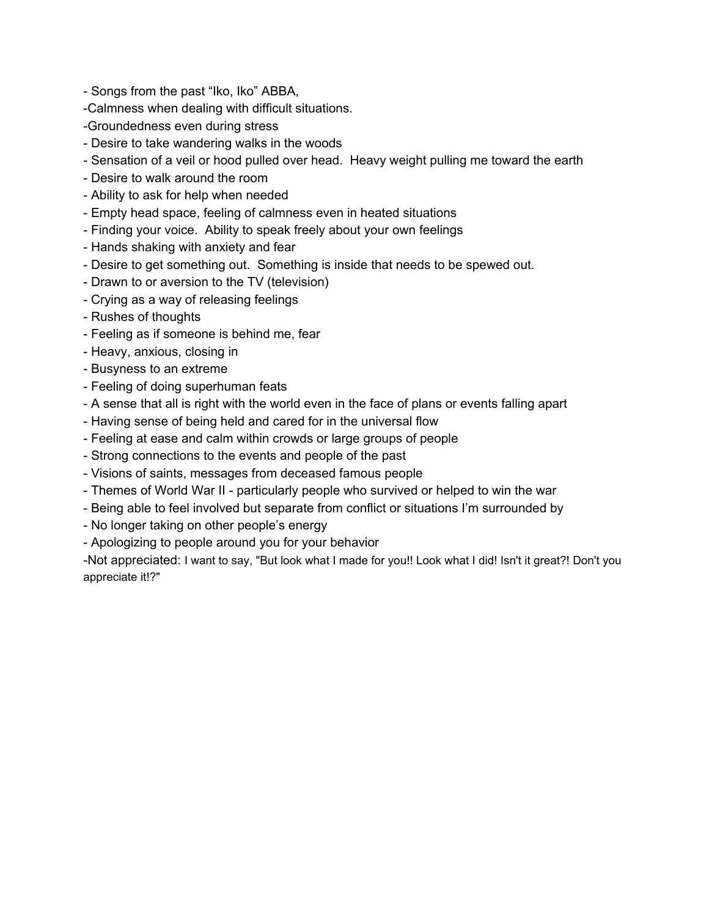- Songs from the past "Iko, Iko" ABBA,
-Calmness when dealing with difficult situations.
-Groundedness even during stress
- Desire to take wandering walks in the woods
- Sensation of a veil or hood pulled over head. Heavy weight pulling me toward the earth
- Desire to walk around the room
- Ability to ask for help when needed
- Empty head space, feeling of calmness even in heated situations
- Finding your voice. Ability to speak freely about your own feelings
- Hands shaking with anxiety and fear
- Desire to get something out. Something is inside that needs to be spewed out.
- Drawn to or aversion to the TV (television)
- Crying as a way of releasing feelings
- Rushes of thoughts
- Feeling as if someone is behind me, fear
- Heavy, anxious, closing in
- Busyness to an extreme
- Feeling of doing superhuman feats
- A sense that all is right with the world even in the face of plans or events falling apart
- Having sense of being held and cared for in the universal flow
- Feeling at ease and calm within crowds or large groups of people
- Strong connections to the events and people of the past
- Visions of saints, messages from deceased famous people
- Themes of World War II - particularly people who survived or helped to win the war
- Being able to feel involved but separate from conflict or situations I'm surrounded by
- No longer taking on other people's energy
- Apologizing to people around you for your behavior
-Not appreciated: I want to say, "But look what I made for you!! Look what I did! Isn't it great?! Don't you appreciate it!?"